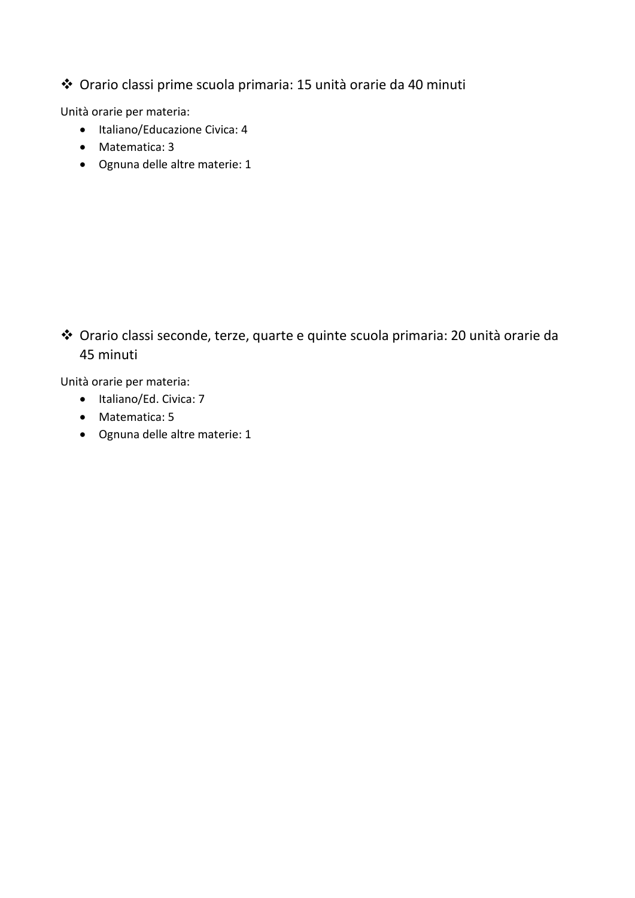- Orario classi prime scuola primaria: 15 unità orarie da 40 minuti

Unità orarie per materia:

- Italiano/Educazione Civica: 4
- Matematica: 3
- Ognuna delle altre materie: 1

- Orario classi seconde, terze, quarte e quinte scuola primaria: 20 unità orarie da 45 minuti

Unità orarie per materia:

- Italiano/Ed. Civica: 7
- Matematica: 5
- Ognuna delle altre materie: 1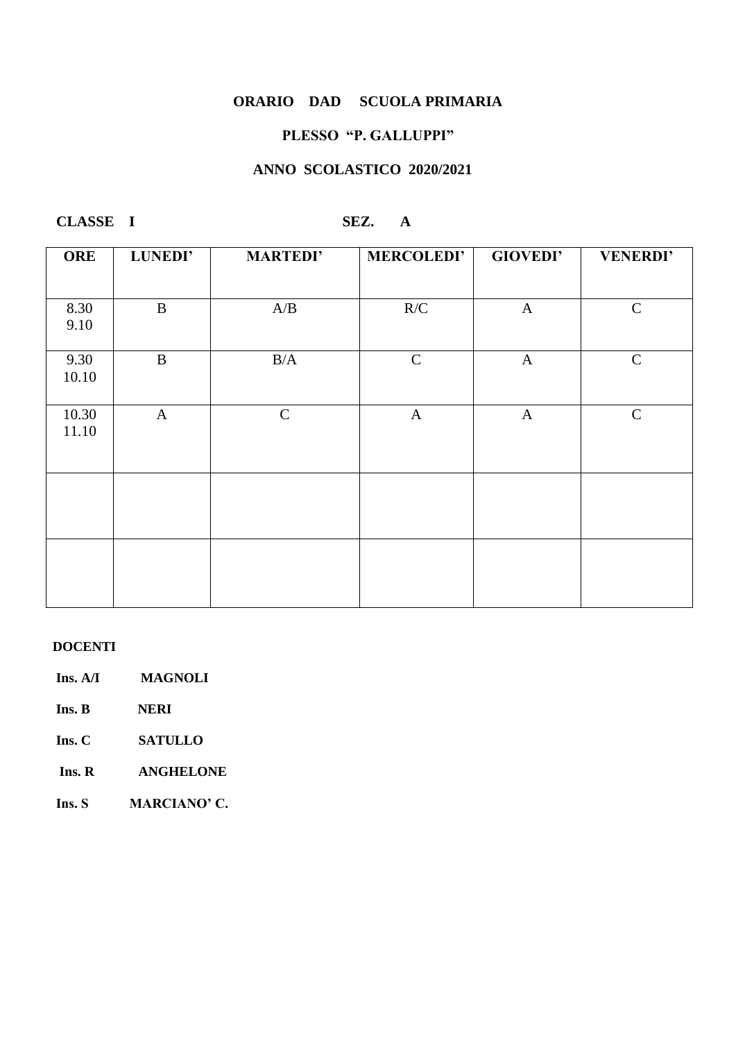**ORARIO DAD SCUOLA PRIMARIA**

**PLESSO "P. GALLUPPI"**

**ANNO SCOLASTICO 2020/2021**

**CLASSE I** **SEZ. A**

| ORE | LUNEDI' | MARTEDI' | MERCOLEDI' | GIOVEDI' | VENERDI' |
|---|---|---|---|---|---|
| 8.30 9.10 | B | A/B | R/C | A | C |
| 9.30 10.10 | B | B/A | C | A | C |
| 10.30 11.10 | A | C | A | A | C |
| | | | | | |
| | | | | | |

**DOCENTI**

**Ins. A/I** **MAGNOLI**

**Ins. B** **NERI**

**Ins. C** **SATULLO**

**Ins. R** **ANGHELONE**

**Ins. S** **MARCIANO' C.**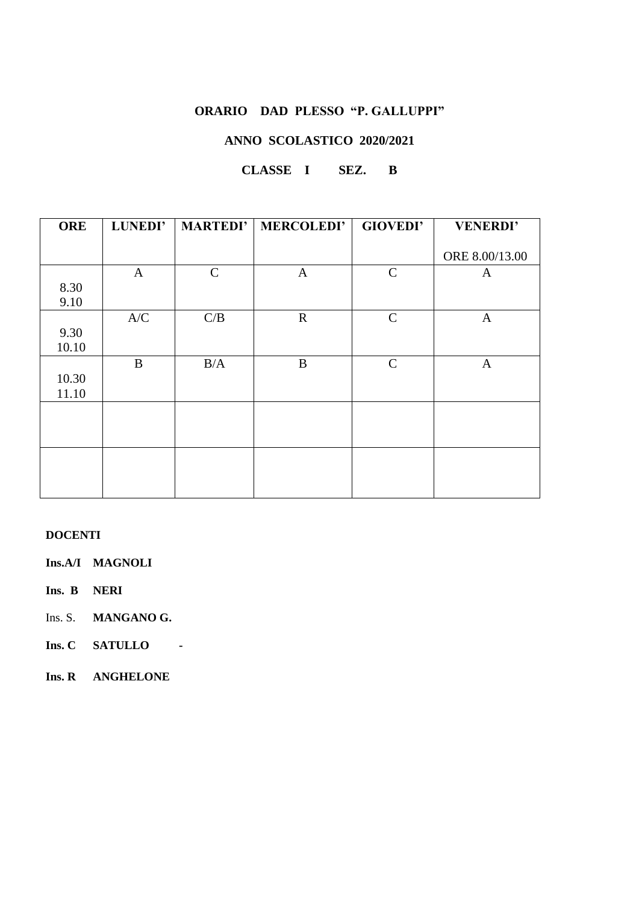**ORARIO DAD PLESSO "P. GALLUPPI"**

**ANNO SCOLASTICO 2020/2021**

**CLASSE I SEZ. B**

| ORE | LUNEDI' | MARTEDI' | MERCOLEDI' | GIOVEDI' | VENERDI' ORE 8.00/13.00 |
|---|---|---|---|---|---|
| 8.30 9.10 | A | C | A | C | A |
| 9.30 10.10 | A/C | C/B | R | C | A |
| 10.30 11.10 | B | B/A | B | C | A |
| | | | | | |
| | | | | | |

**DOCENTI**

**Ins.A/I MAGNOLI**

**Ins. B NERI**

Ins. S. **MANGANO G.**

**Ins. C SATULLO -**

**Ins. R ANGHELONE**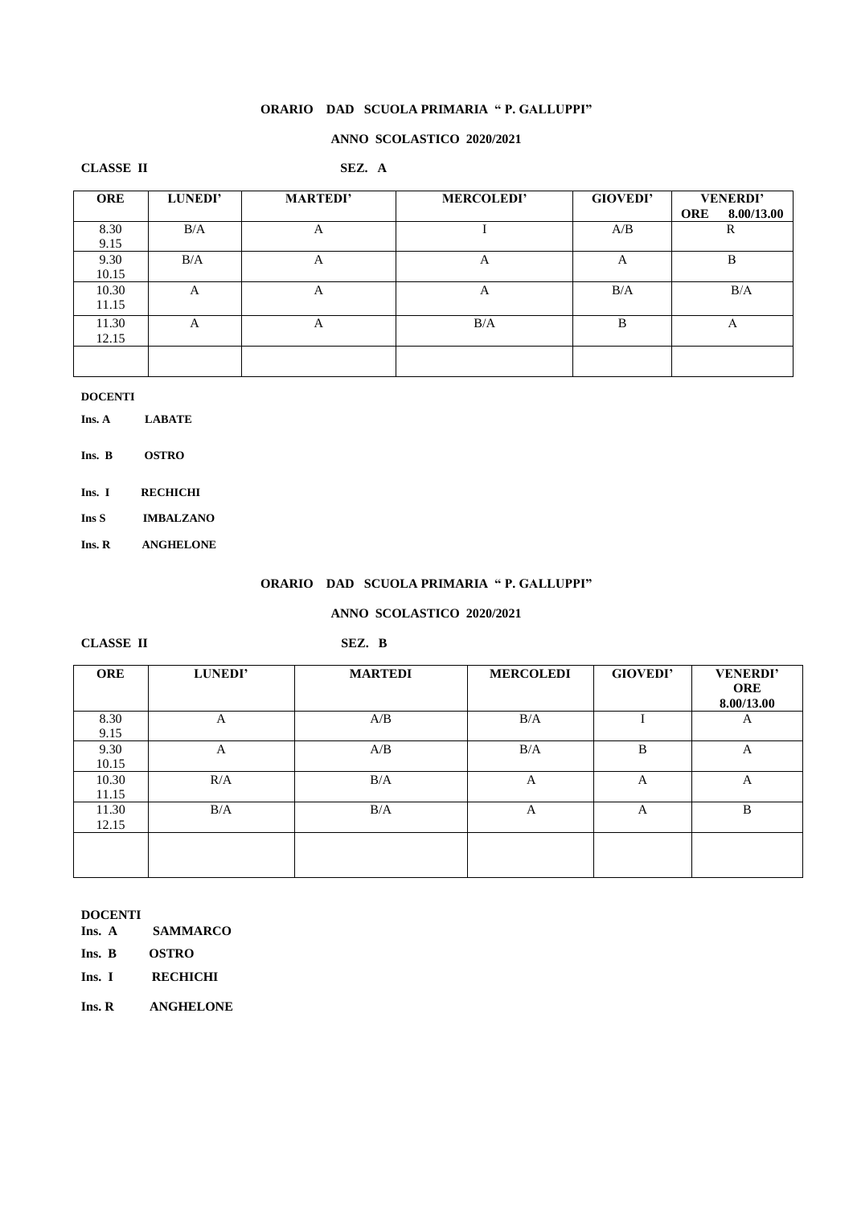**ORARIO DAD SCUOLA PRIMARIA " P. GALLUPPI"**

**ANNO SCOLASTICO 2020/2021**

**CLASSE II SEZ. A**

| ORE | LUNEDI' | MARTEDI' | MERCOLEDI' | GIOVEDI' | VENERDI' ORE 8.00/13.00 |
|---|---|---|---|---|---|
| 8.30 9.15 | B/A | A | I | A/B | R |
| 9.30 10.15 | B/A | A | A | A | B |
| 10.30 11.15 | A | A | A | B/A | B/A |
| 11.30 12.15 | A | A | B/A | B | A |
| | | | | | |

**DOCENTI**

**Ins. A LABATE**

**Ins. B OSTRO**

**Ins. I RECHICHI**

**Ins S IMBALZANO**

**Ins. R ANGHELONE**

**ORARIO DAD SCUOLA PRIMARIA " P. GALLUPPI"**

**ANNO SCOLASTICO 2020/2021**

**CLASSE II SEZ. B**

| ORE | LUNEDI' | MARTEDI | MERCOLEDI | GIOVEDI' | VENERDI' ORE 8.00/13.00 |
|---|---|---|---|---|---|
| 8.30 9.15 | A | A/B | B/A | I | A |
| 9.30 10.15 | A | A/B | B/A | B | A |
| 10.30 11.15 | R/A | B/A | A | A | A |
| 11.30 12.15 | B/A | B/A | A | A | B |
| | | | | | |

**DOCENTI**

**Ins. A SAMMARCO**

**Ins. B OSTRO**

**Ins. I RECHICHI**

**Ins. R ANGHELONE**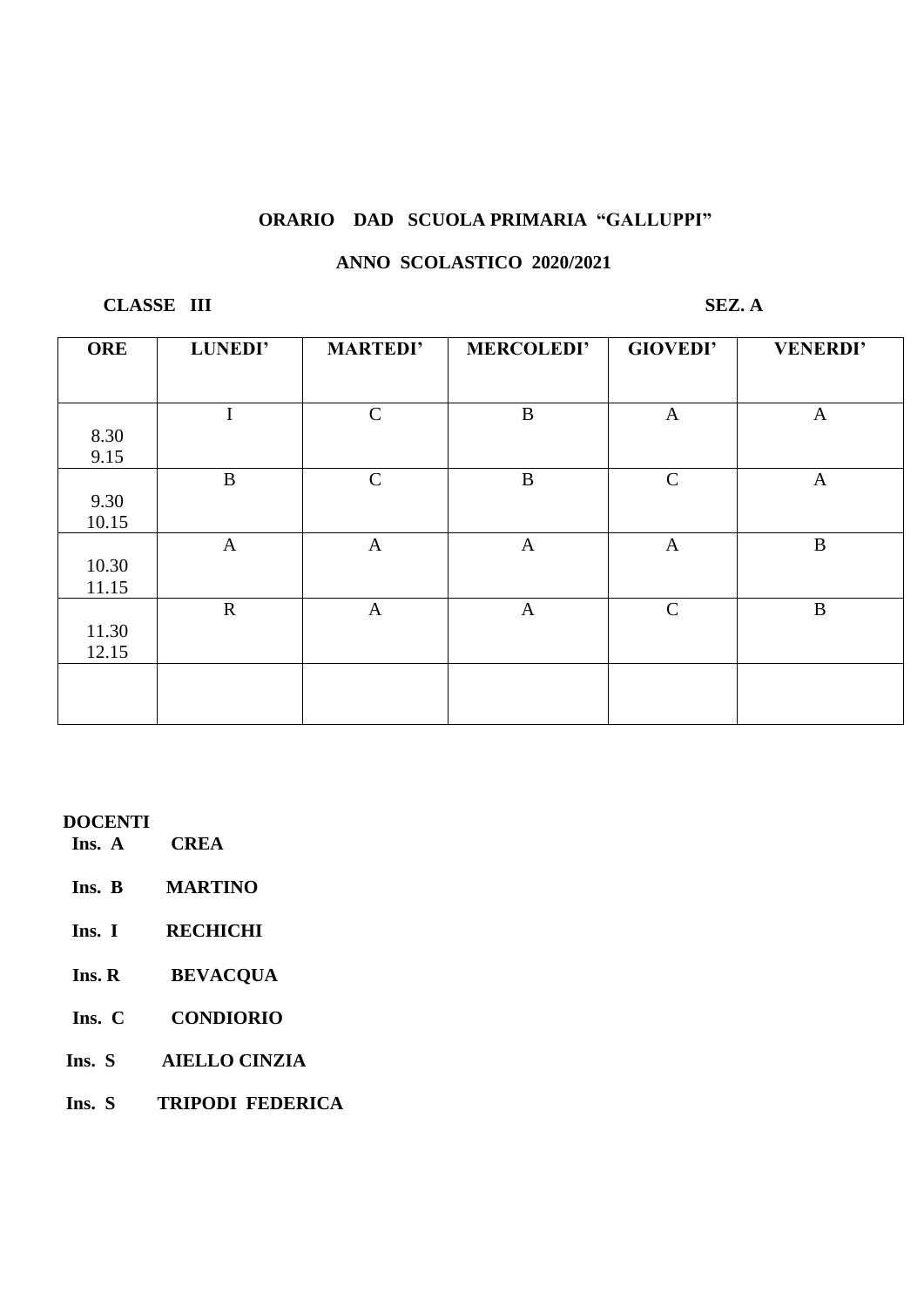**ORARIO DAD SCUOLA PRIMARIA "GALLUPPI"**

**ANNO SCOLASTICO 2020/2021**

**CLASSE III** **SEZ. A**

| ORE | LUNEDI' | MARTEDI' | MERCOLEDI' | GIOVEDI' | VENERDI' |
|---|---|---|---|---|---|
| 8.30 9.15 | I | C | B | A | A |
| 9.30 10.15 | B | C | B | C | A |
| 10.30 11.15 | A | A | A | A | B |
| 11.30 12.15 | R | A | A | C | B |
| | | | | | |

**DOCENTI**

**Ins. A** **CREA**

**Ins. B** **MARTINO**

**Ins. I** **RECHICHI**

**Ins. R** **BEVACQUA**

**Ins. C** **CONDIORIO**

**Ins. S** **AIELLO CINZIA**

**Ins. S** **TRIPODI FEDERICA**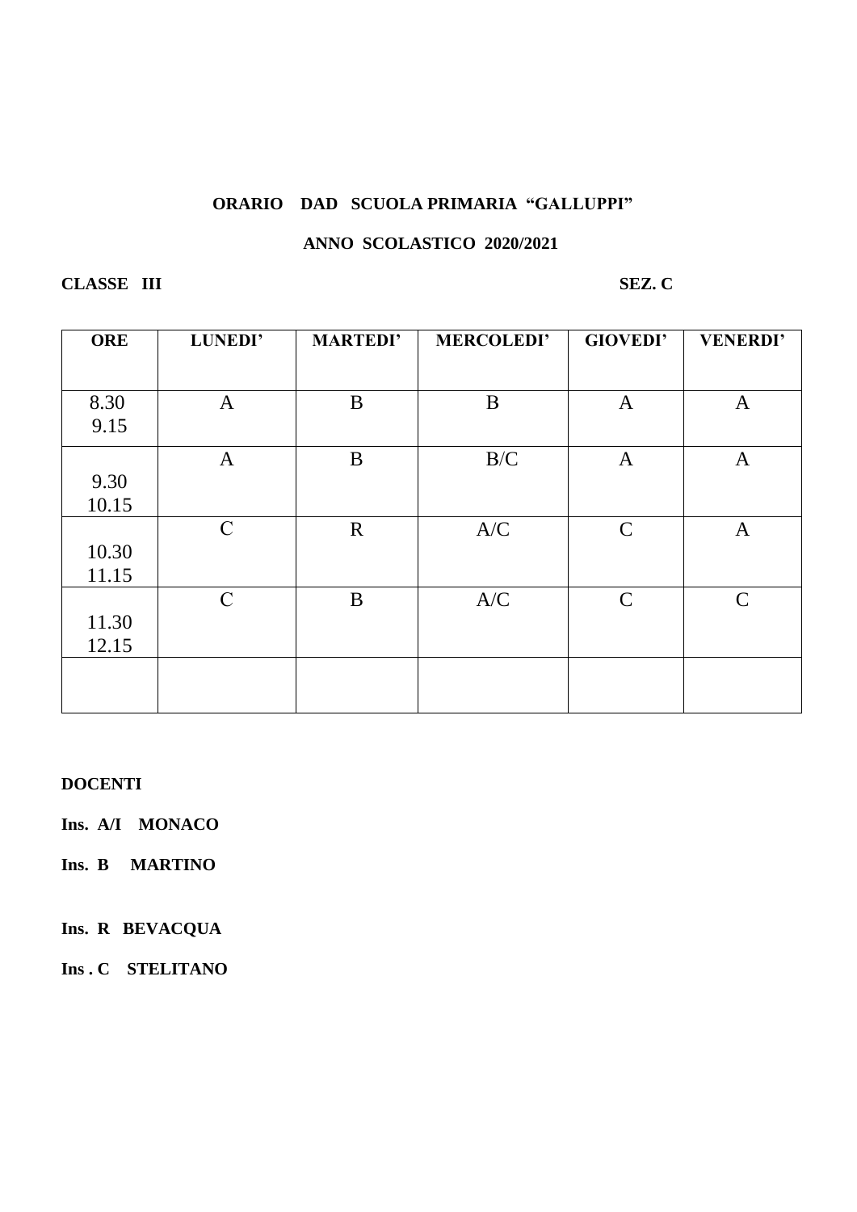**ORARIO DAD SCUOLA PRIMARIA "GALLUPPI"**

**ANNO SCOLASTICO 2020/2021**

**CLASSE III** **SEZ. C**

| ORE | LUNEDI' | MARTEDI' | MERCOLEDI' | GIOVEDI' | VENERDI' |
|---|---|---|---|---|---|
| 8.30 9.15 | A | B | B | A | A |
| 9.30 10.15 | A | B | B/C | A | A |
| 10.30 11.15 | C | R | A/C | C | A |
| 11.30 12.15 | C | B | A/C | C | C |
| | | | | | |

**DOCENTI**

**Ins. A/I MONACO**

**Ins. B MARTINO**

**Ins. R BEVACQUA**

**Ins . C STELITANO**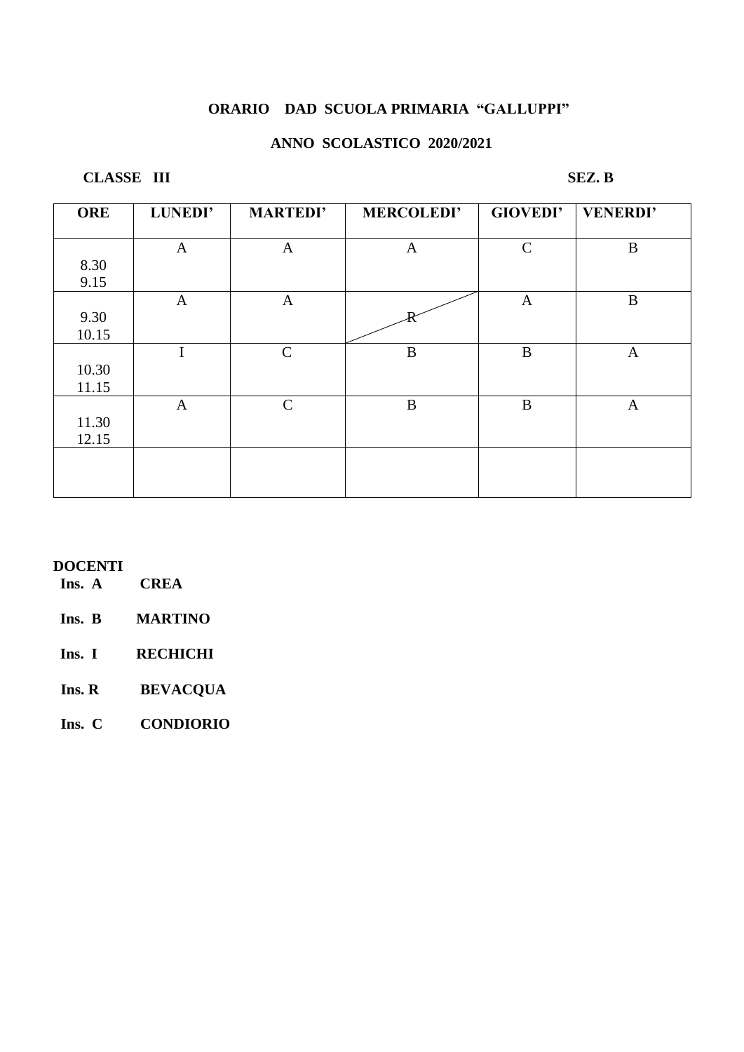**ORARIO DAD SCUOLA PRIMARIA "GALLUPPI"**

**ANNO SCOLASTICO 2020/2021**

**CLASSE III** **SEZ. B**

| ORE | LUNEDI' | MARTEDI' | MERCOLEDI' | GIOVEDI' | VENERDI' |
|---|---|---|---|---|---|
| 8.30 9.15 | A | A | A | C | B |
| 9.30 10.15 | A | A | R | A | B |
| 10.30 11.15 | I | C | B | B | A |
| 11.30 12.15 | A | C | B | B | A |
| | | | | | |

**DOCENTI**

**Ins. A** **CREA**

**Ins. B** **MARTINO**

**Ins. I** **RECHICHI**

**Ins. R** **BEVACQUA**

**Ins. C** **CONDIORIO**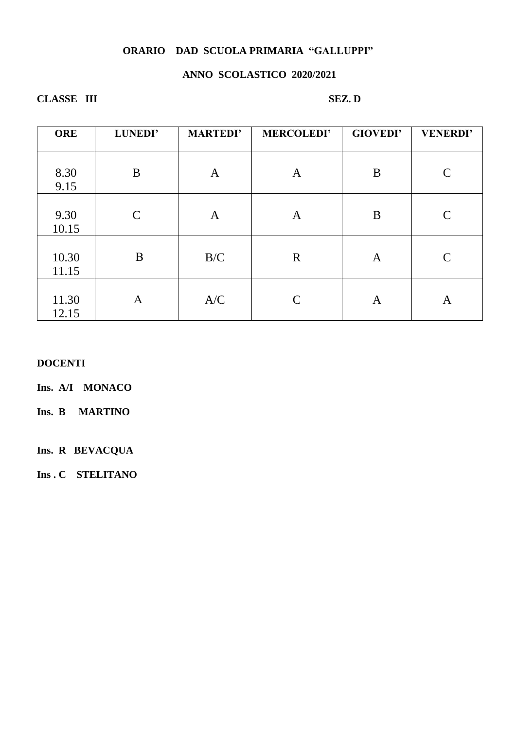**ORARIO DAD SCUOLA PRIMARIA "GALLUPPI"**

**ANNO SCOLASTICO 2020/2021**

**CLASSE III** **SEZ. D**

| ORE | LUNEDI' | MARTEDI' | MERCOLEDI' | GIOVEDI' | VENERDI' |
|---|---|---|---|---|---|
| 8.30 9.15 | B | A | A | B | C |
| 9.30 10.15 | C | A | A | B | C |
| 10.30 11.15 | B | B/C | R | A | C |
| 11.30 12.15 | A | A/C | C | A | A |

**DOCENTI**

**Ins. A/I MONACO**

**Ins. B MARTINO**

**Ins. R BEVACQUA**

**Ins . C STELITANO**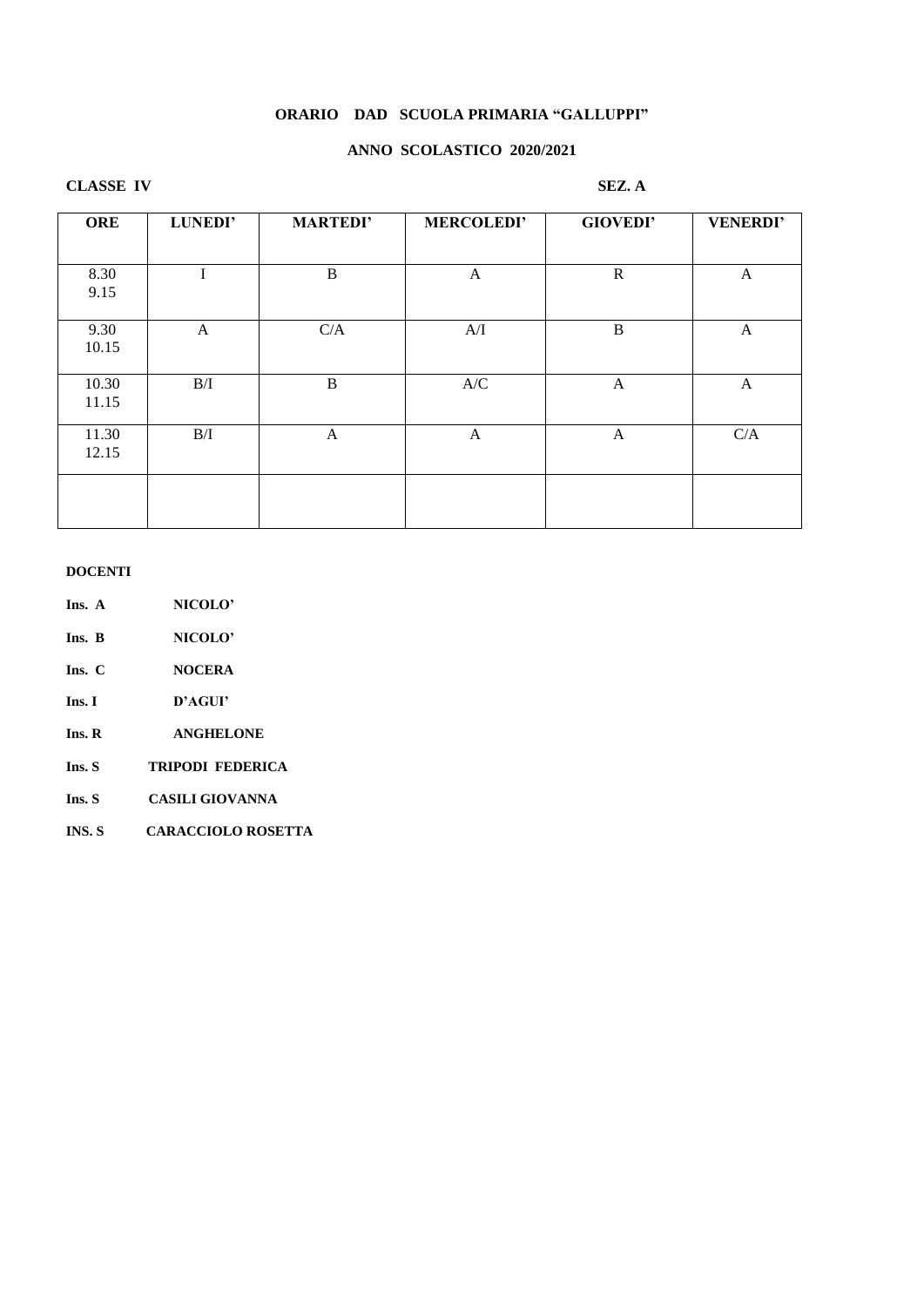**ORARIO DAD SCUOLA PRIMARIA "GALLUPPI"**

**ANNO SCOLASTICO 2020/2021**

**CLASSE IV** **SEZ. A**

| ORE | LUNEDI' | MARTEDI' | MERCOLEDI' | GIOVEDI' | VENERDI' |
|---|---|---|---|---|---|
| 8.30 9.15 | I | B | A | R | A |
| 9.30 10.15 | A | C/A | A/I | B | A |
| 10.30 11.15 | B/I | B | A/C | A | A |
| 11.30 12.15 | B/I | A | A | A | C/A |
| | | | | | |

**DOCENTI**

**Ins. A** **NICOLO'**

**Ins. B** **NICOLO'**

**Ins. C** **NOCERA**

**Ins. I** **D'AGUI'**

**Ins. R** **ANGHELONE**

**Ins. S** **TRIPODI FEDERICA**

**Ins. S** **CASILI GIOVANNA**

**INS. S** **CARACCIOLO ROSETTA**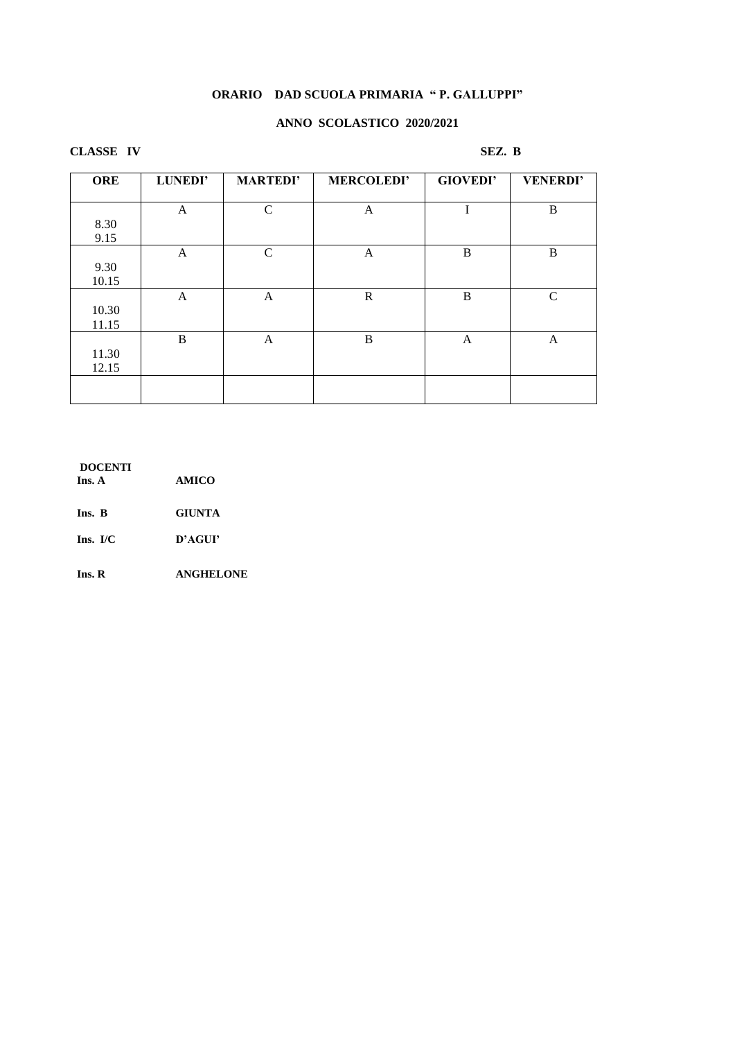**ORARIO DAD SCUOLA PRIMARIA " P. GALLUPPI"**

**ANNO SCOLASTICO 2020/2021**

**CLASSE IV** **SEZ. B**

| ORE | LUNEDI' | MARTEDI' | MERCOLEDI' | GIOVEDI' | VENERDI' |
|---|---|---|---|---|---|
| 8.30 9.15 | A | C | A | I | B |
| 9.30 10.15 | A | C | A | B | B |
| 10.30 11.15 | A | A | R | B | C |
| 11.30 12.15 | B | A | B | A | A |
| | | | | | |

**DOCENTI**

**Ins. A** **AMICO**

**Ins. B** **GIUNTA**

**Ins. I/C** **D'AGUI'**

**Ins. R** **ANGHELONE**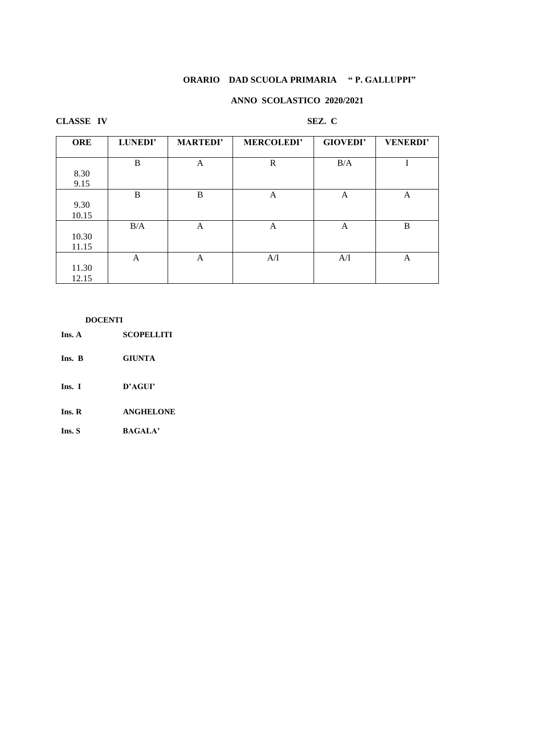**ORARIO DAD SCUOLA PRIMARIA " P. GALLUPPI"**

**ANNO SCOLASTICO 2020/2021**

**CLASSE IV** **SEZ. C**

| ORE | LUNEDI' | MARTEDI' | MERCOLEDI' | GIOVEDI' | VENERDI' |
|---|---|---|---|---|---|
| 8.30 9.15 | B | A | R | B/A | I |
| 9.30 10.15 | B | B | A | A | A |
| 10.30 11.15 | B/A | A | A | A | B |
| 11.30 12.15 | A | A | A/I | A/I | A |

**DOCENTI**

**Ins. A** **SCOPELLITI**

**Ins. B** **GIUNTA**

**Ins. I** **D'AGUI'**

**Ins. R** **ANGHELONE**

**Ins. S** **BAGALA'**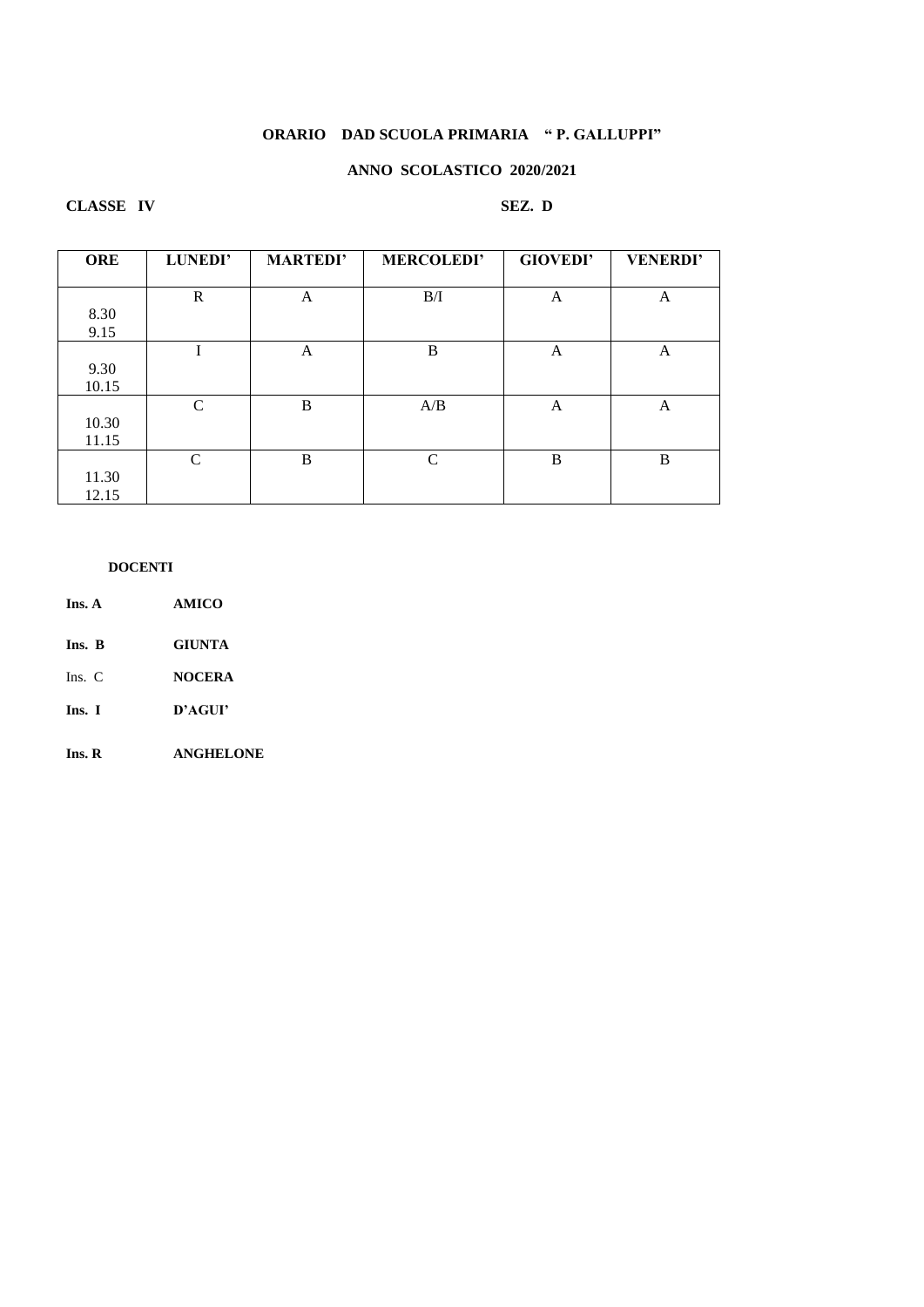**ORARIO DAD SCUOLA PRIMARIA " P. GALLUPPI"**

**ANNO SCOLASTICO 2020/2021**

**CLASSE IV** **SEZ. D**

| ORE | LUNEDI' | MARTEDI' | MERCOLEDI' | GIOVEDI' | VENERDI' |
|---|---|---|---|---|---|
| 8.30 9.15 | R | A | B/I | A | A |
| 9.30 10.15 | I | A | B | A | A |
| 10.30 11.15 | C | B | A/B | A | A |
| 11.30 12.15 | C | B | C | B | B |

**DOCENTI**

**Ins. A** **AMICO**

**Ins. B** **GIUNTA**

Ins. C **NOCERA**

**Ins. I** **D'AGUI'**

**Ins. R** **ANGHELONE**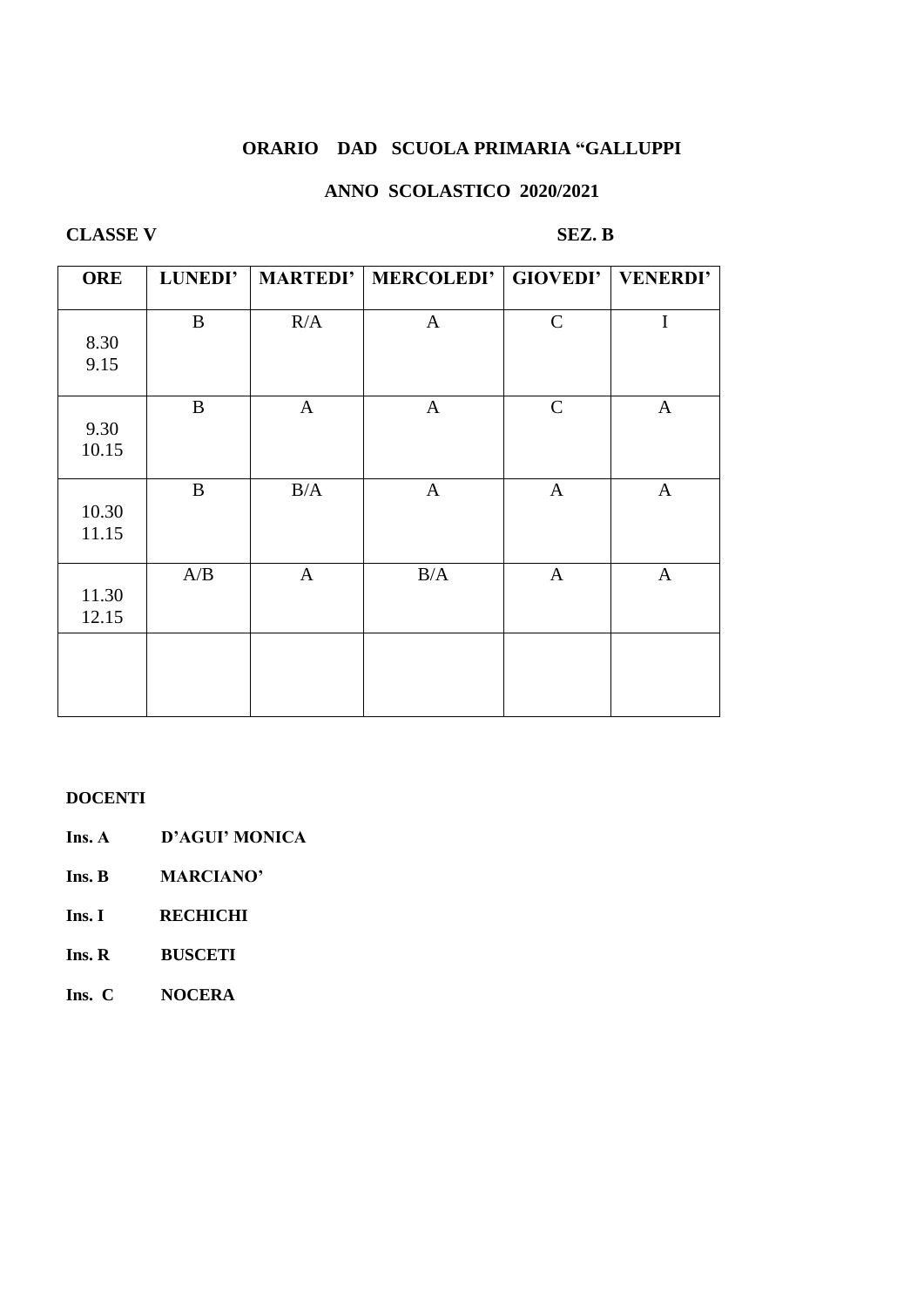**ORARIO DAD SCUOLA PRIMARIA “GALLUPPI**

**ANNO SCOLASTICO 2020/2021**

**CLASSE V** **SEZ. B**

| ORE | LUNEDI’ | MARTEDI’ | MERCOLEDI’ | GIOVEDI’ | VENERDI’ |
|---|---|---|---|---|---|
| 8.30 9.15 | B | R/A | A | C | I |
| 9.30 10.15 | B | A | A | C | A |
| 10.30 11.15 | B | B/A | A | A | A |
| 11.30 12.15 | A/B | A | B/A | A | A |
| | | | | | |

**DOCENTI**

**Ins. A** **D’AGUI’ MONICA**

**Ins. B** **MARCIANO’**

**Ins. I** **RECHICHI**

**Ins. R** **BUSCETI**

**Ins. C** **NOCERA**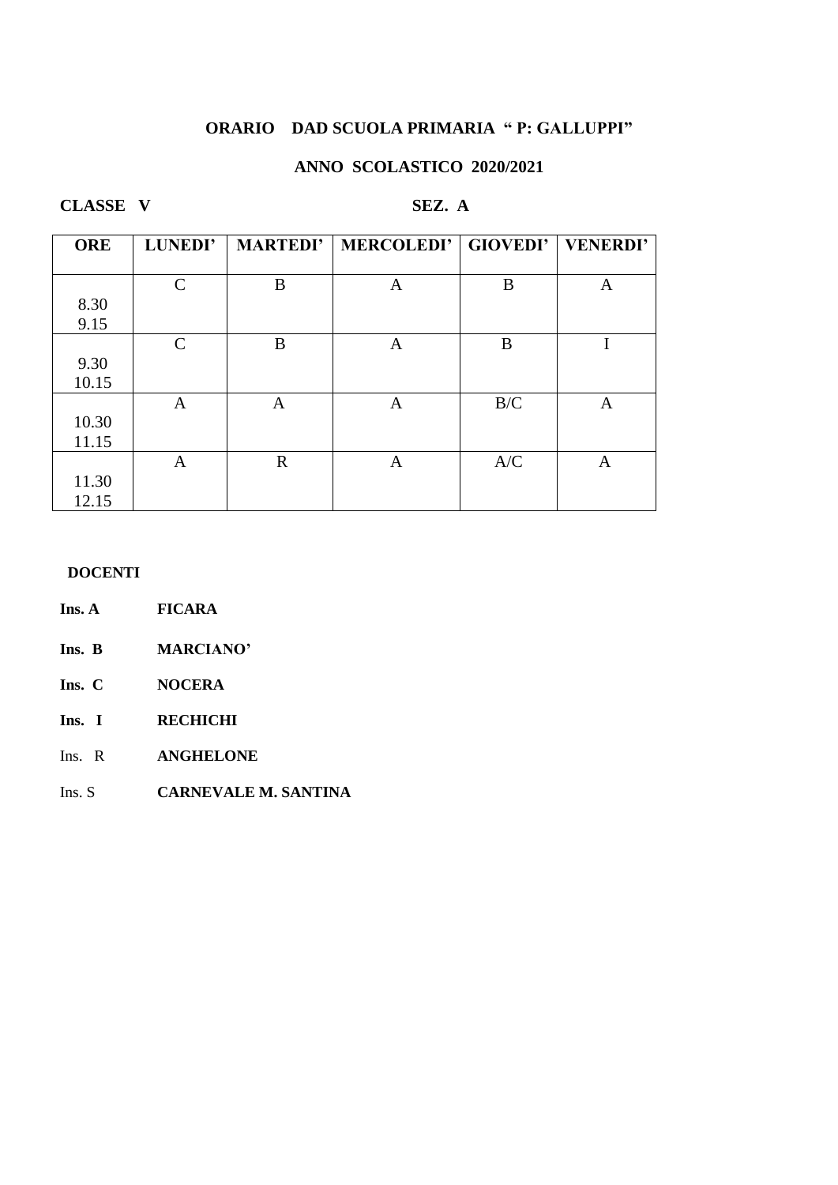**ORARIO DAD SCUOLA PRIMARIA " P: GALLUPPI"**

**ANNO SCOLASTICO 2020/2021**

**CLASSE V** **SEZ. A**

| ORE | LUNEDI' | MARTEDI' | MERCOLEDI' | GIOVEDI' | VENERDI' |
|---|---|---|---|---|---|
| 8.30 9.15 | C | B | A | B | A |
| 9.30 10.15 | C | B | A | B | I |
| 10.30 11.15 | A | A | A | B/C | A |
| 11.30 12.15 | A | R | A | A/C | A |

**DOCENTI**

**Ins. A** **FICARA**

**Ins. B** **MARCIANO'**

**Ins. C** **NOCERA**

**Ins. I** **RECHICHI**

Ins. R **ANGHELONE**

Ins. S **CARNEVALE M. SANTINA**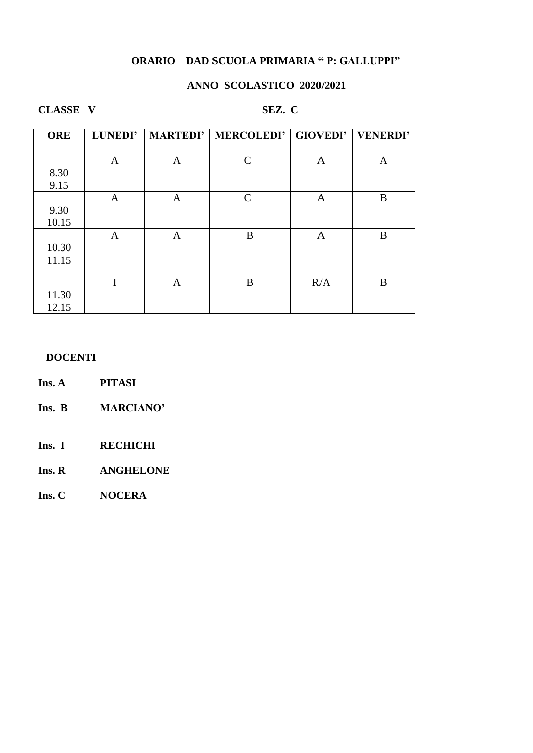**ORARIO DAD SCUOLA PRIMARIA " P: GALLUPPI"**

**ANNO SCOLASTICO 2020/2021**

**CLASSE V** **SEZ. C**

| ORE | LUNEDI' | MARTEDI' | MERCOLEDI' | GIOVEDI' | VENERDI' |
|---|---|---|---|---|---|
| 8.30 9.15 | A | A | C | A | A |
| 9.30 10.15 | A | A | C | A | B |
| 10.30 11.15 | A | A | B | A | B |
| 11.30 12.15 | I | A | B | R/A | B |

**DOCENTI**

**Ins. A** **PITASI**

**Ins. B** **MARCIANO'**

**Ins. I** **RECHICHI**

**Ins. R** **ANGHELONE**

**Ins. C** **NOCERA**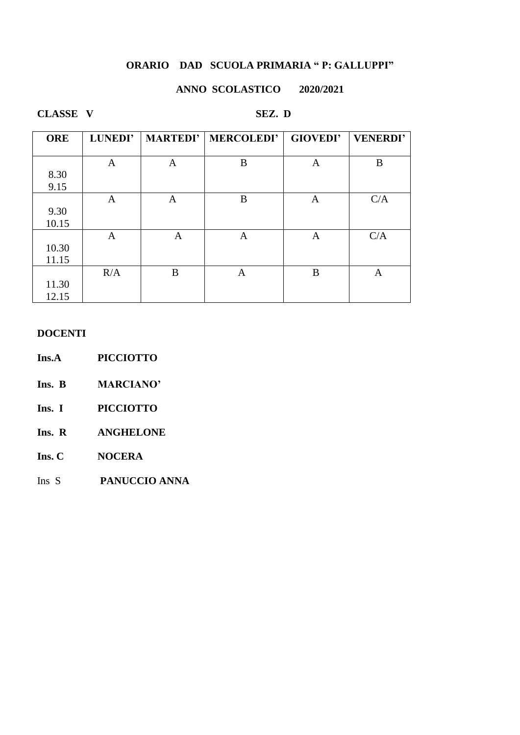**ORARIO DAD SCUOLA PRIMARIA " P: GALLUPPI"**

**ANNO SCOLASTICO 2020/2021**

**CLASSE V** **SEZ. D**

| ORE | LUNEDI' | MARTEDI' | MERCOLEDI' | GIOVEDI' | VENERDI' |
|---|---|---|---|---|---|
| 8.30 9.15 | A | A | B | A | B |
| 9.30 10.15 | A | A | B | A | C/A |
| 10.30 11.15 | A | A | A | A | C/A |
| 11.30 12.15 | R/A | B | A | B | A |

**DOCENTI**

**Ins.A** **PICCIOTTO**

**Ins. B** **MARCIANO'**

**Ins. I** **PICCIOTTO**

**Ins. R** **ANGHELONE**

**Ins. C** **NOCERA**

Ins S **PANUCCIO ANNA**